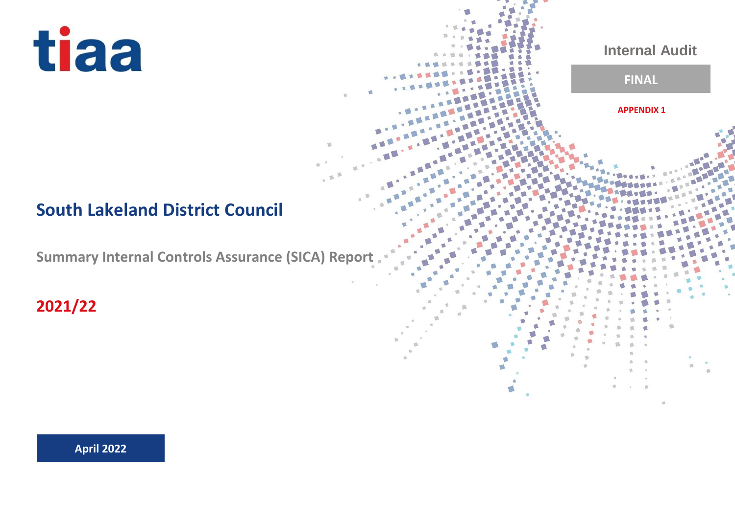tiaa

Internal Audit

**FINAL**

**APPENDIX 1**

# South Lakeland District Council

## Summary Internal Controls Assurance (SICA) Report

## 2021/22

**April 2022**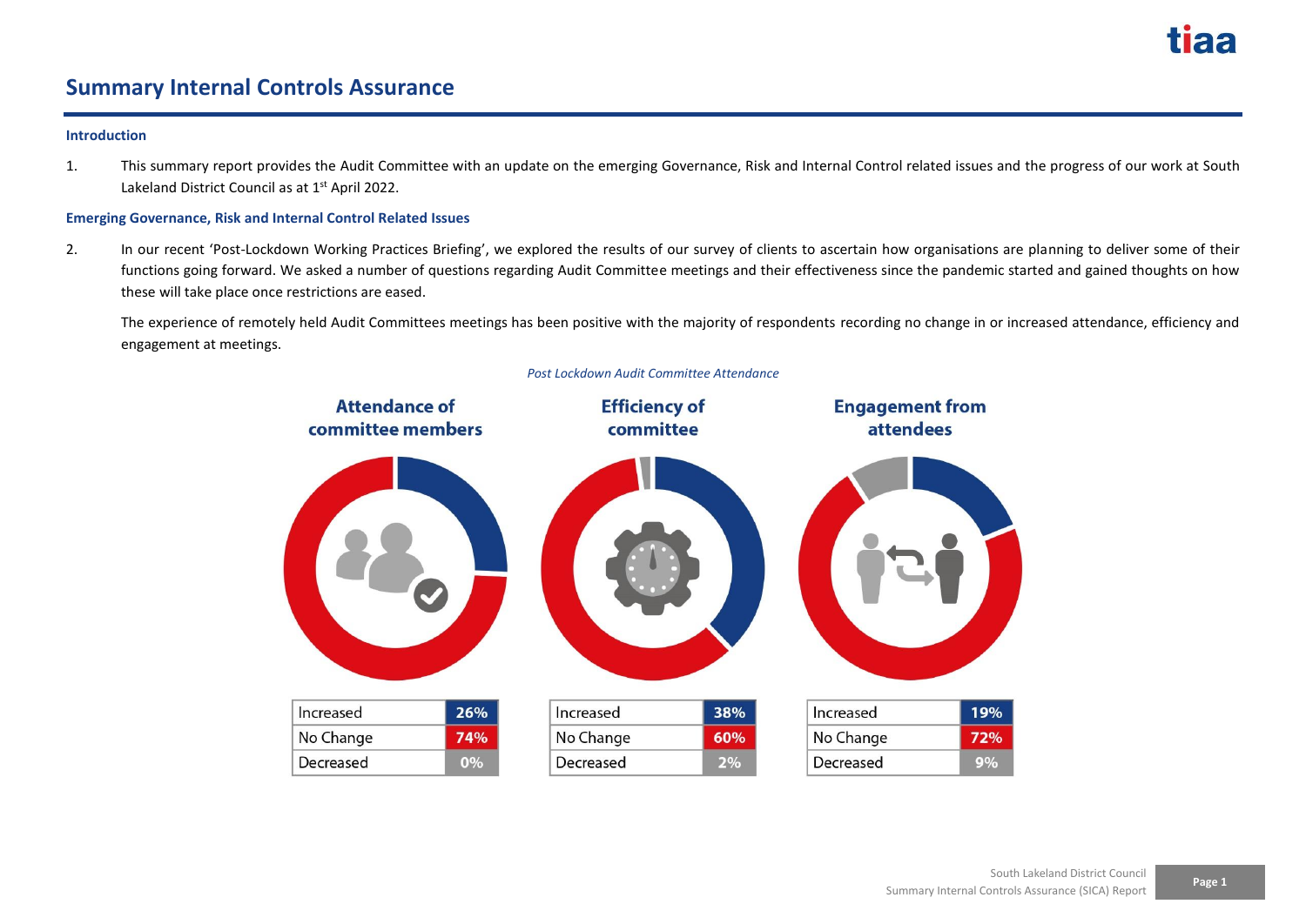# Summary Internal Controls Assurance

## Introduction

1. This summary report provides the Audit Committee with an update on the emerging Governance, Risk and Internal Control related issues and the progress of our work at South Lakeland District Council as at 1st April 2022.

## Emerging Governance, Risk and Internal Control Related Issues

2. In our recent 'Post-Lockdown Working Practices Briefing', we explored the results of our survey of clients to ascertain how organisations are planning to deliver some of their functions going forward. We asked a number of questions regarding Audit Committee meetings and their effectiveness since the pandemic started and gained thoughts on how these will take place once restrictions are eased.

   The experience of remotely held Audit Committees meetings has been positive with the majority of respondents recording no change in or increased attendance, efficiency and engagement at meetings.

*Post Lockdown Audit Committee Attendance*

**Attendance of committee members**

| | |
|---|---|
| Increased | 26% |
| No Change | 74% |
| Decreased | 0% |

**Efficiency of committee**

| | |
|---|---|
| Increased | 38% |
| No Change | 60% |
| Decreased | 2% |

**Engagement from attendees**

| | |
|---|---|
| Increased | 19% |
| No Change | 72% |
| Decreased | 9% |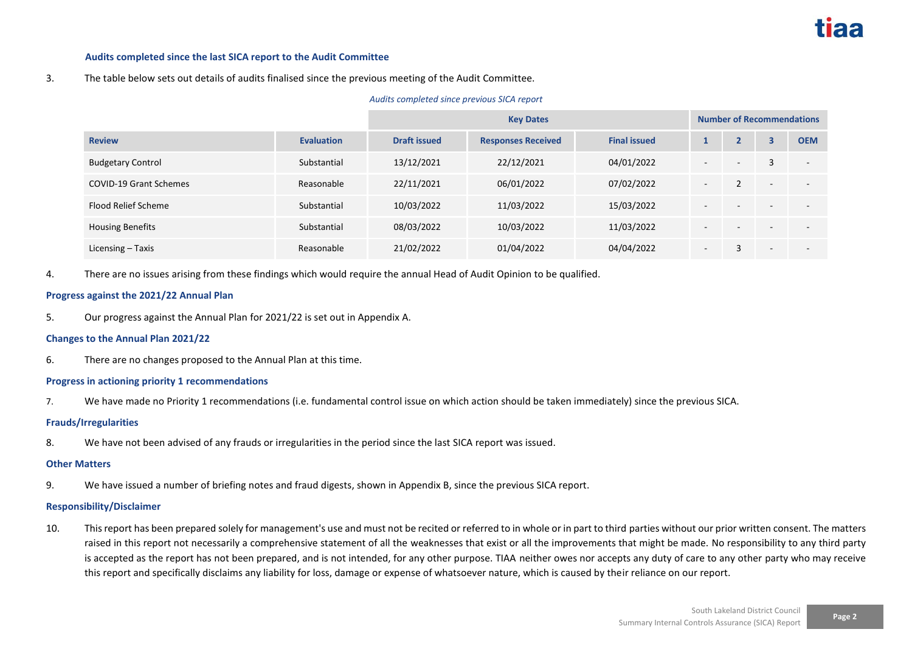### Audits completed since the last SICA report to the Audit Committee

3. The table below sets out details of audits finalised since the previous meeting of the Audit Committee.

*Audits completed since previous SICA report*

| | | Key Dates | | | Number of Recommendations | | | |
|---|---|---|---|---|---|---|---|---|
| **Review** | **Evaluation** | **Draft issued** | **Responses Received** | **Final issued** | **1** | **2** | **3** | **OEM** |
| Budgetary Control | Substantial | 13/12/2021 | 22/12/2021 | 04/01/2022 | - | - | 3 | - |
| COVID-19 Grant Schemes | Reasonable | 22/11/2021 | 06/01/2022 | 07/02/2022 | - | 2 | - | - |
| Flood Relief Scheme | Substantial | 10/03/2022 | 11/03/2022 | 15/03/2022 | - | - | - | - |
| Housing Benefits | Substantial | 08/03/2022 | 10/03/2022 | 11/03/2022 | - | - | - | - |
| Licensing – Taxis | Reasonable | 21/02/2022 | 01/04/2022 | 04/04/2022 | - | 3 | - | - |

4. There are no issues arising from these findings which would require the annual Head of Audit Opinion to be qualified.

### Progress against the 2021/22 Annual Plan

5. Our progress against the Annual Plan for 2021/22 is set out in Appendix A.

### Changes to the Annual Plan 2021/22

6. There are no changes proposed to the Annual Plan at this time.

### Progress in actioning priority 1 recommendations

7. We have made no Priority 1 recommendations (i.e. fundamental control issue on which action should be taken immediately) since the previous SICA.

### Frauds/Irregularities

8. We have not been advised of any frauds or irregularities in the period since the last SICA report was issued.

### Other Matters

9. We have issued a number of briefing notes and fraud digests, shown in Appendix B, since the previous SICA report.

### Responsibility/Disclaimer

10. This report has been prepared solely for management's use and must not be recited or referred to in whole or in part to third parties without our prior written consent. The matters raised in this report not necessarily a comprehensive statement of all the weaknesses that exist or all the improvements that might be made. No responsibility to any third party is accepted as the report has not been prepared, and is not intended, for any other purpose. TIAA neither owes nor accepts any duty of care to any other party who may receive this report and specifically disclaims any liability for loss, damage or expense of whatsoever nature, which is caused by their reliance on our report.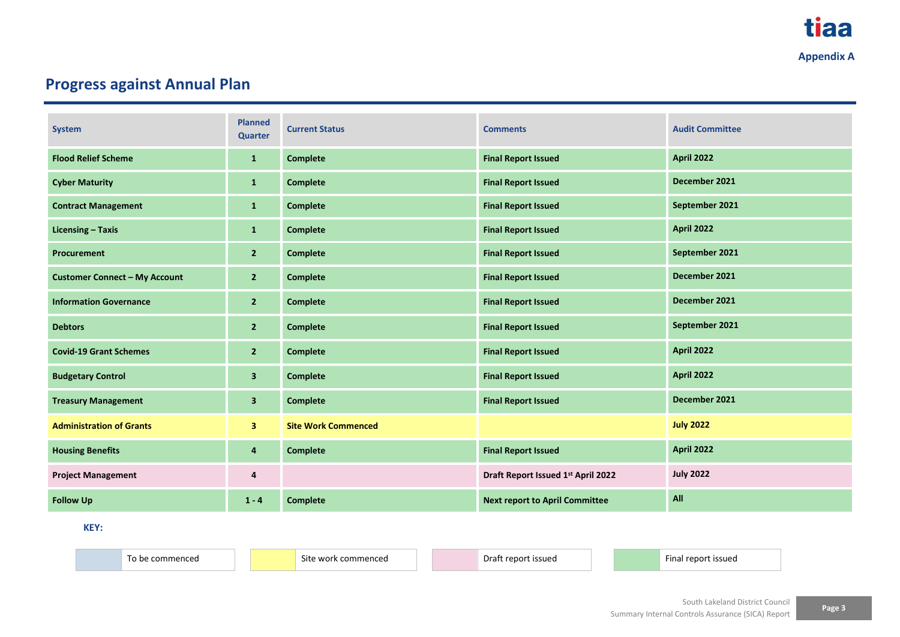Appendix A

## Progress against Annual Plan

| System | Planned Quarter | Current Status | Comments | Audit Committee |
|---|---|---|---|---|
| Flood Relief Scheme | 1 | Complete | Final Report Issued | April 2022 |
| Cyber Maturity | 1 | Complete | Final Report Issued | December 2021 |
| Contract Management | 1 | Complete | Final Report Issued | September 2021 |
| Licensing – Taxis | 1 | Complete | Final Report Issued | April 2022 |
| Procurement | 2 | Complete | Final Report Issued | September 2021 |
| Customer Connect – My Account | 2 | Complete | Final Report Issued | December 2021 |
| Information Governance | 2 | Complete | Final Report Issued | December 2021 |
| Debtors | 2 | Complete | Final Report Issued | September 2021 |
| Covid-19 Grant Schemes | 2 | Complete | Final Report Issued | April 2022 |
| Budgetary Control | 3 | Complete | Final Report Issued | April 2022 |
| Treasury Management | 3 | Complete | Final Report Issued | December 2021 |
| Administration of Grants | 3 | Site Work Commenced | | July 2022 |
| Housing Benefits | 4 | Complete | Final Report Issued | April 2022 |
| Project Management | 4 | | Draft Report Issued 1st April 2022 | July 2022 |
| Follow Up | 1 - 4 | Complete | Next report to April Committee | All |

**KEY:**

| Key |
|---|
| To be commenced |
| Site work commenced |
| Draft report issued |
| Final report issued |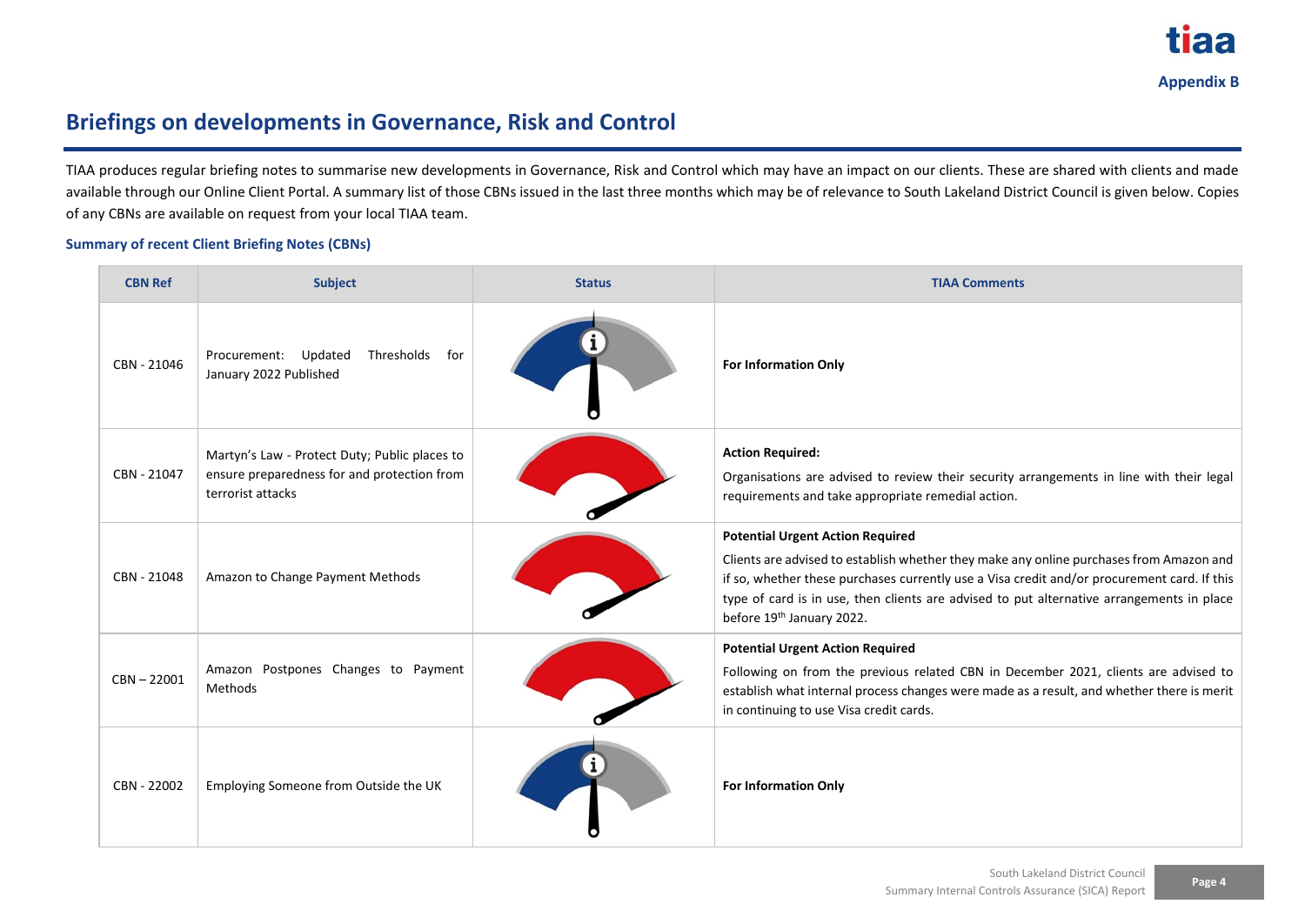Appendix B

## Briefings on developments in Governance, Risk and Control

TIAA produces regular briefing notes to summarise new developments in Governance, Risk and Control which may have an impact on our clients. These are shared with clients and made available through our Online Client Portal. A summary list of those CBNs issued in the last three months which may be of relevance to South Lakeland District Council is given below. Copies of any CBNs are available on request from your local TIAA team.

### Summary of recent Client Briefing Notes (CBNs)

| CBN Ref | Subject | Status | TIAA Comments |
|---|---|---|---|
| CBN - 21046 | Procurement: Updated Thresholds for January 2022 Published | | **For Information Only** |
| CBN - 21047 | Martyn's Law - Protect Duty; Public places to ensure preparedness for and protection from terrorist attacks | | **Action Required:** Organisations are advised to review their security arrangements in line with their legal requirements and take appropriate remedial action. |
| CBN - 21048 | Amazon to Change Payment Methods | | **Potential Urgent Action Required** Clients are advised to establish whether they make any online purchases from Amazon and if so, whether these purchases currently use a Visa credit and/or procurement card. If this type of card is in use, then clients are advised to put alternative arrangements in place before 19th January 2022. |
| CBN – 22001 | Amazon Postpones Changes to Payment Methods | | **Potential Urgent Action Required** Following on from the previous related CBN in December 2021, clients are advised to establish what internal process changes were made as a result, and whether there is merit in continuing to use Visa credit cards. |
| CBN - 22002 | Employing Someone from Outside the UK | | **For Information Only** |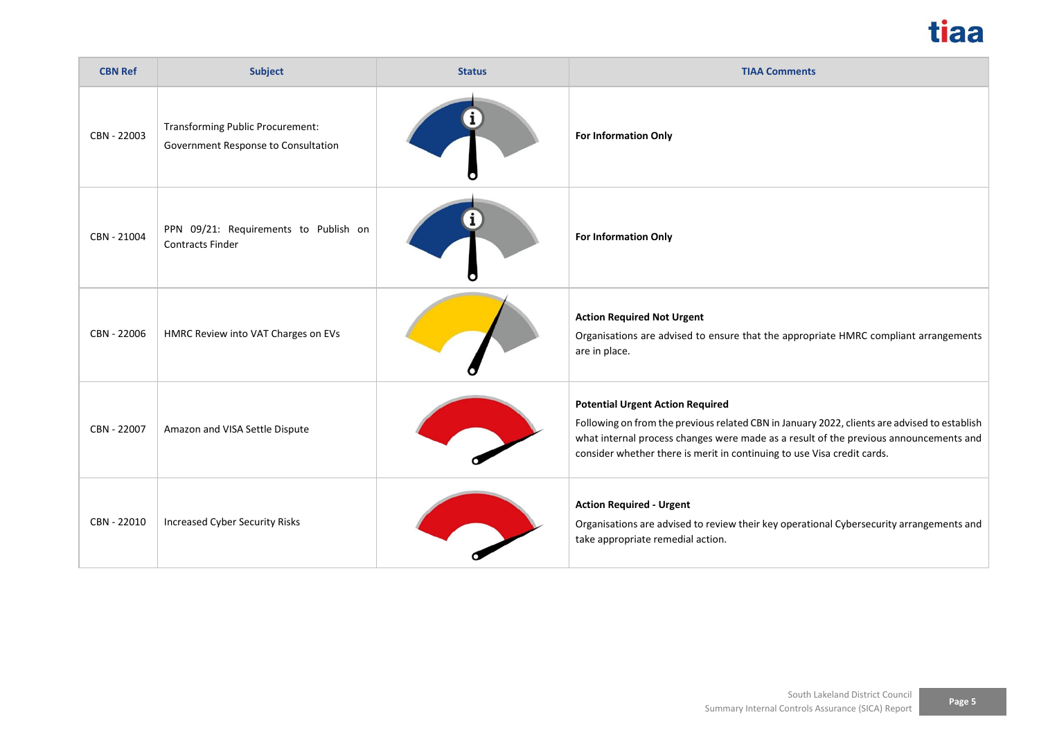| CBN Ref | Subject | Status | TIAA Comments |
|---|---|---|---|
| CBN - 22003 | Transforming Public Procurement: Government Response to Consultation | | **For Information Only** |
| CBN - 21004 | PPN 09/21: Requirements to Publish on Contracts Finder | | **For Information Only** |
| CBN - 22006 | HMRC Review into VAT Charges on EVs | | **Action Required Not Urgent**<br>Organisations are advised to ensure that the appropriate HMRC compliant arrangements are in place. |
| CBN - 22007 | Amazon and VISA Settle Dispute | | **Potential Urgent Action Required**<br>Following on from the previous related CBN in January 2022, clients are advised to establish what internal process changes were made as a result of the previous announcements and consider whether there is merit in continuing to use Visa credit cards. |
| CBN - 22010 | Increased Cyber Security Risks | | **Action Required - Urgent**<br>Organisations are advised to review their key operational Cybersecurity arrangements and take appropriate remedial action. |